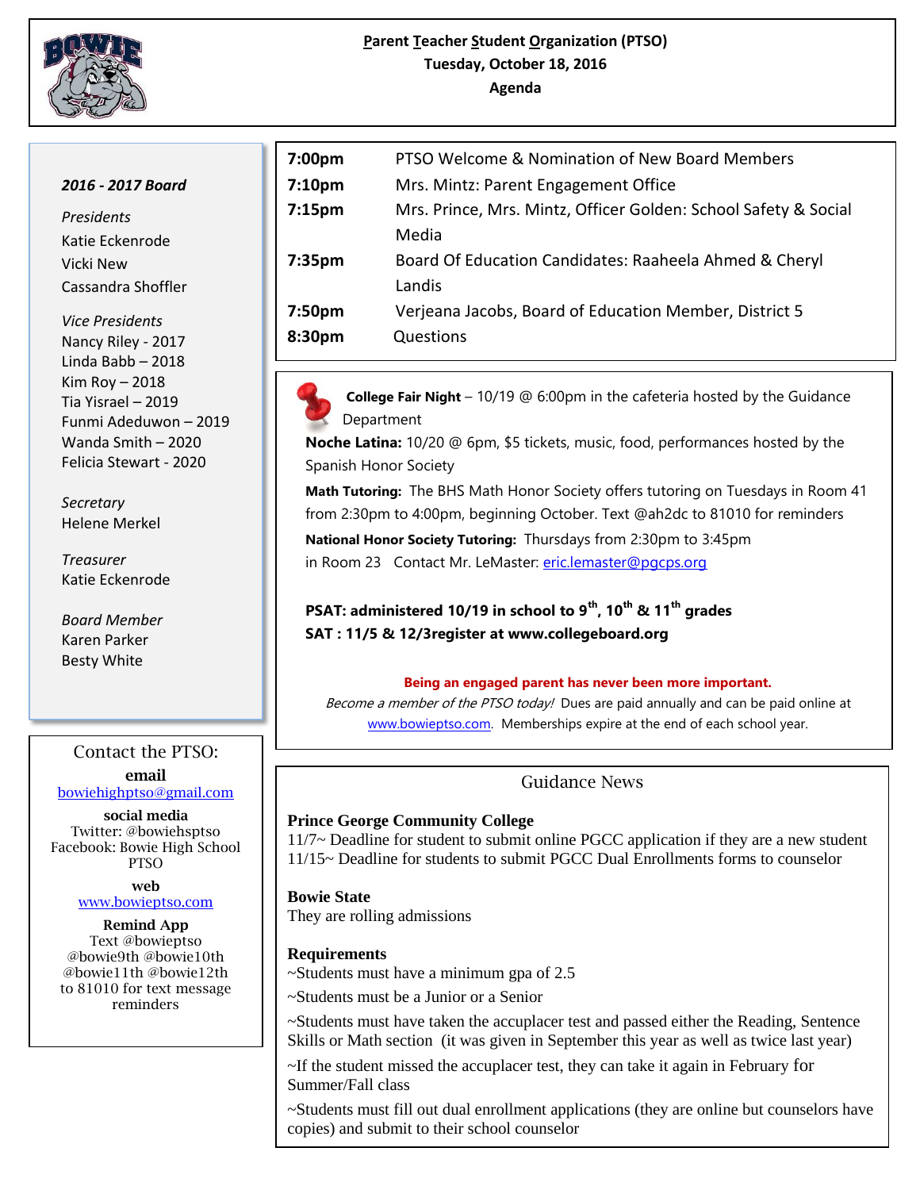# Parent Teacher Student Organization (PTSO)

**Tuesday, October 18, 2016**

**Agenda**

| Time | Item |
|---|---|
| **7:00pm** | PTSO Welcome & Nomination of New Board Members |
| **7:10pm** | Mrs. Mintz: Parent Engagement Office |
| **7:15pm** | Mrs. Prince, Mrs. Mintz, Officer Golden: School Safety & Social Media |
| **7:35pm** | Board Of Education Candidates: Raaheela Ahmed & Cheryl Landis |
| **7:50pm** | Verjeana Jacobs, Board of Education Member, District 5 |
| **8:30pm** | Questions |

**College Fair Night** – 10/19 @ 6:00pm in the cafeteria hosted by the Guidance Department

**Noche Latina:** 10/20 @ 6pm, $5 tickets, music, food, performances hosted by the Spanish Honor Society

**Math Tutoring:** The BHS Math Honor Society offers tutoring on Tuesdays in Room 41 from 2:30pm to 4:00pm, beginning October. Text @ah2dc to 81010 for reminders

**National Honor Society Tutoring:** Thursdays from 2:30pm to 3:45pm in Room 23 Contact Mr. LeMaster: eric.lemaster@pgcps.org

**PSAT: administered 10/19 in school to 9th, 10th & 11th grades**

**SAT : 11/5 & 12/3register at www.collegeboard.org**

**Being an engaged parent has never been more important.**

*Become a member of the PTSO today!* Dues are paid annually and can be paid online at www.bowieptso.com. Memberships expire at the end of each school year.

## Guidance News

**Prince George Community College**

11/7~ Deadline for student to submit online PGCC application if they are a new student

11/15~ Deadline for students to submit PGCC Dual Enrollments forms to counselor

**Bowie State**

They are rolling admissions

**Requirements**

~Students must have a minimum gpa of 2.5

~Students must be a Junior or a Senior

~Students must have taken the accuplacer test and passed either the Reading, Sentence Skills or Math section (it was given in September this year as well as twice last year)

~If the student missed the accuplacer test, they can take it again in February for Summer/Fall class

~Students must fill out dual enrollment applications (they are online but counselors have copies) and submit to their school counselor

***2016 - 2017 Board***

*Presidents*

Katie Eckenrode

Vicki New

Cassandra Shoffler

*Vice Presidents*

Nancy Riley - 2017

Linda Babb – 2018

Kim Roy – 2018

Tia Yisrael – 2019

Funmi Adeduwon – 2019

Wanda Smith – 2020

Felicia Stewart - 2020

*Secretary*

Helene Merkel

*Treasurer*

Katie Eckenrode

*Board Member*

Karen Parker

Besty White

## Contact the PTSO:

**email**

bowiehighptso@gmail.com

**social media**

Twitter: @bowiehsptso

Facebook: Bowie High School PTSO

**web**

www.bowieptso.com

**Remind App**

Text @bowieptso @bowie9th @bowie10th @bowie11th @bowie12th to 81010 for text message reminders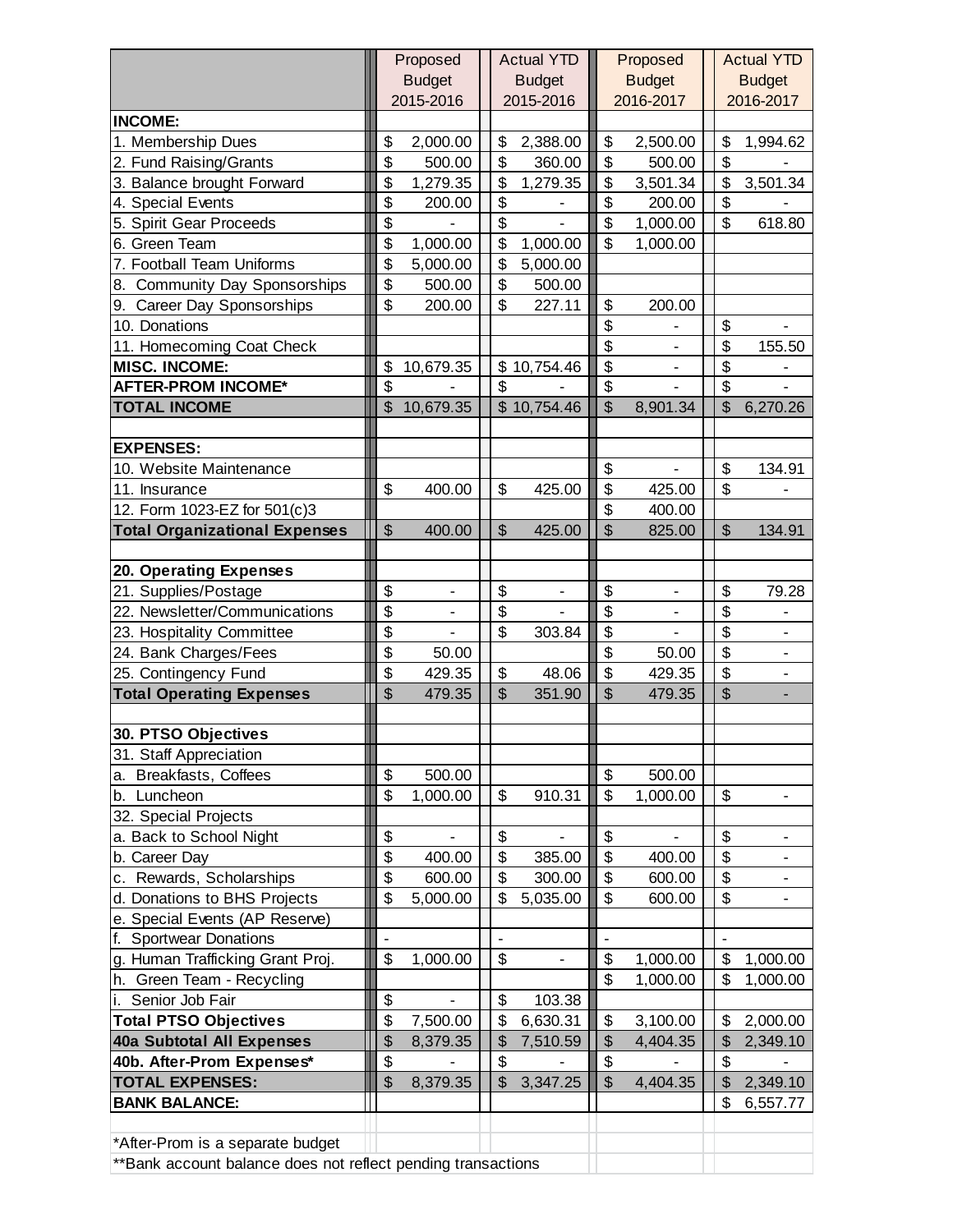| | Proposed Budget 2015-2016 | Actual YTD Budget 2015-2016 | Proposed Budget 2016-2017 | Actual YTD Budget 2016-2017 |
|---|---|---|---|---|
| **INCOME:** | | | | |
| 1. Membership Dues | $ 2,000.00 | $ 2,388.00 | $ 2,500.00 | $ 1,994.62 |
| 2. Fund Raising/Grants | $ 500.00 | $ 360.00 | $ 500.00 | $ - |
| 3. Balance brought Forward | $ 1,279.35 | $ 1,279.35 | $ 3,501.34 | $ 3,501.34 |
| 4. Special Events | $ 200.00 | $ - | $ 200.00 | $ - |
| 5. Spirit Gear Proceeds | $ - | $ - | $ 1,000.00 | $ 618.80 |
| 6. Green Team | $ 1,000.00 | $ 1,000.00 | $ 1,000.00 | |
| 7. Football Team Uniforms | $ 5,000.00 | $ 5,000.00 | | |
| 8. Community Day Sponsorships | $ 500.00 | $ 500.00 | | |
| 9. Career Day Sponsorships | $ 200.00 | $ 227.11 | $ 200.00 | |
| 10. Donations | | | $ - | $ - |
| 11. Homecoming Coat Check | | | $ - | $ 155.50 |
| **MISC. INCOME:** | $ 10,679.35 | $ 10,754.46 | $ - | $ - |
| **AFTER-PROM INCOME*** | $ - | $ - | $ - | $ - |
| **TOTAL INCOME** | $ 10,679.35 | $ 10,754.46 | $ 8,901.34 | $ 6,270.26 |
| | | | | |
| **EXPENSES:** | | | | |
| 10. Website Maintenance | | | $ - | $ 134.91 |
| 11. Insurance | $ 400.00 | $ 425.00 | $ 425.00 | $ - |
| 12. Form 1023-EZ for 501(c)3 | | | $ 400.00 | |
| **Total Organizational Expenses** | $ 400.00 | $ 425.00 | $ 825.00 | $ 134.91 |
| | | | | |
| **20. Operating Expenses** | | | | |
| 21. Supplies/Postage | $ - | $ - | $ - | $ 79.28 |
| 22. Newsletter/Communications | $ - | $ - | $ - | $ - |
| 23. Hospitality Committee | $ - | $ 303.84 | $ - | $ - |
| 24. Bank Charges/Fees | $ 50.00 | | $ 50.00 | $ - |
| 25. Contingency Fund | $ 429.35 | $ 48.06 | $ 429.35 | $ - |
| **Total Operating Expenses** | $ 479.35 | $ 351.90 | $ 479.35 | $ - |
| | | | | |
| **30. PTSO Objectives** | | | | |
| 31. Staff Appreciation | | | | |
| a. Breakfasts, Coffees | $ 500.00 | | $ 500.00 | |
| b. Luncheon | $ 1,000.00 | $ 910.31 | $ 1,000.00 | $ - |
| 32. Special Projects | | | | |
| a. Back to School Night | $ - | $ - | $ - | $ - |
| b. Career Day | $ 400.00 | $ 385.00 | $ 400.00 | $ - |
| c. Rewards, Scholarships | $ 600.00 | $ 300.00 | $ 600.00 | $ - |
| d. Donations to BHS Projects | $ 5,000.00 | $ 5,035.00 | $ 600.00 | $ - |
| e. Special Events (AP Reserve) | | | | |
| f. Sportwear Donations | - | - | - | - |
| g. Human Trafficking Grant Proj. | $ 1,000.00 | $ - | $ 1,000.00 | $ 1,000.00 |
| h. Green Team - Recycling | | | $ 1,000.00 | $ 1,000.00 |
| i. Senior Job Fair | $ - | $ 103.38 | | |
| **Total PTSO Objectives** | $ 7,500.00 | $ 6,630.31 | $ 3,100.00 | $ 2,000.00 |
| **40a Subtotal All Expenses** | $ 8,379.35 | $ 7,510.59 | $ 4,404.35 | $ 2,349.10 |
| **40b. After-Prom Expenses*** | $ - | $ - | $ - | $ - |
| **TOTAL EXPENSES:** | $ 8,379.35 | $ 3,347.25 | $ 4,404.35 | $ 2,349.10 |
| **BANK BALANCE:** | | | | $ 6,557.77 |

*After-Prom is a separate budget

**Bank account balance does not reflect pending transactions